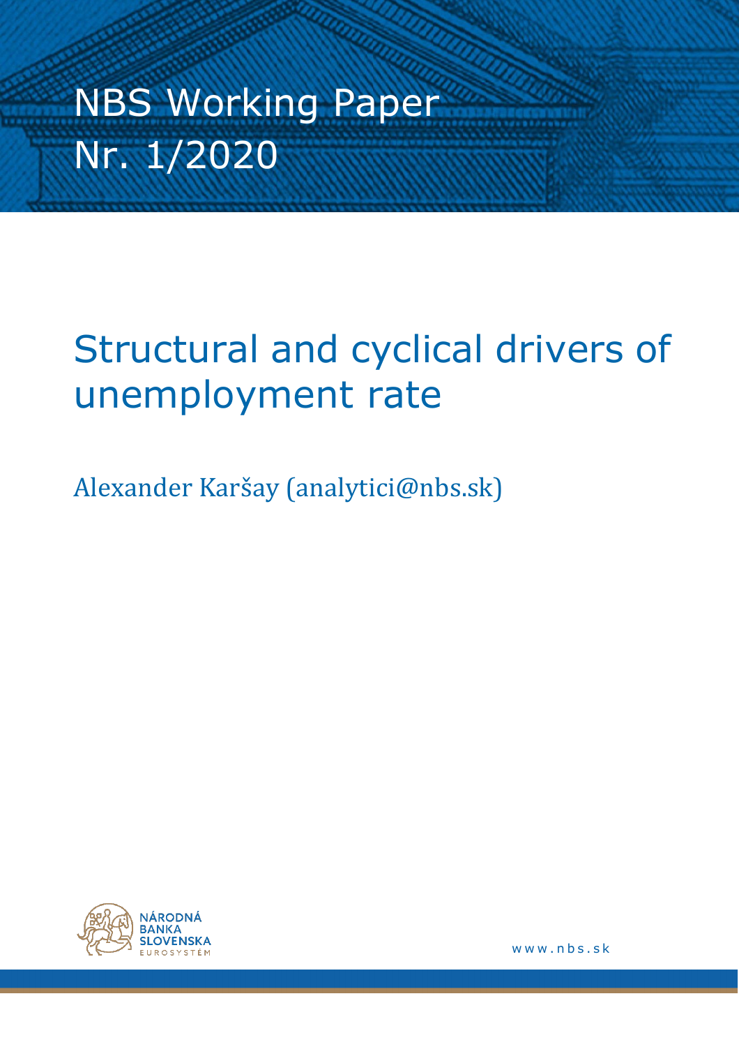NBS Working Paper
Nr. 1/2020

# Structural and cyclical drivers of unemployment rate

Alexander Karšay (analytici@nbs.sk)

NÁRODNÁ BANKA SLOVENSKA
EUROSYSTÉM

www.nbs.sk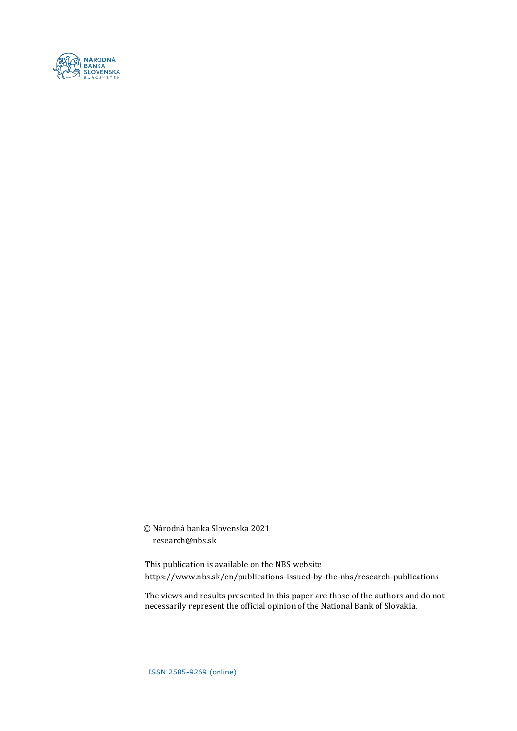© Národná banka Slovenska 2021
research@nbs.sk

This publication is available on the NBS website
https://www.nbs.sk/en/publications-issued-by-the-nbs/research-publications

The views and results presented in this paper are those of the authors and do not necessarily represent the official opinion of the National Bank of Slovakia.

ISSN 2585-9269 (online)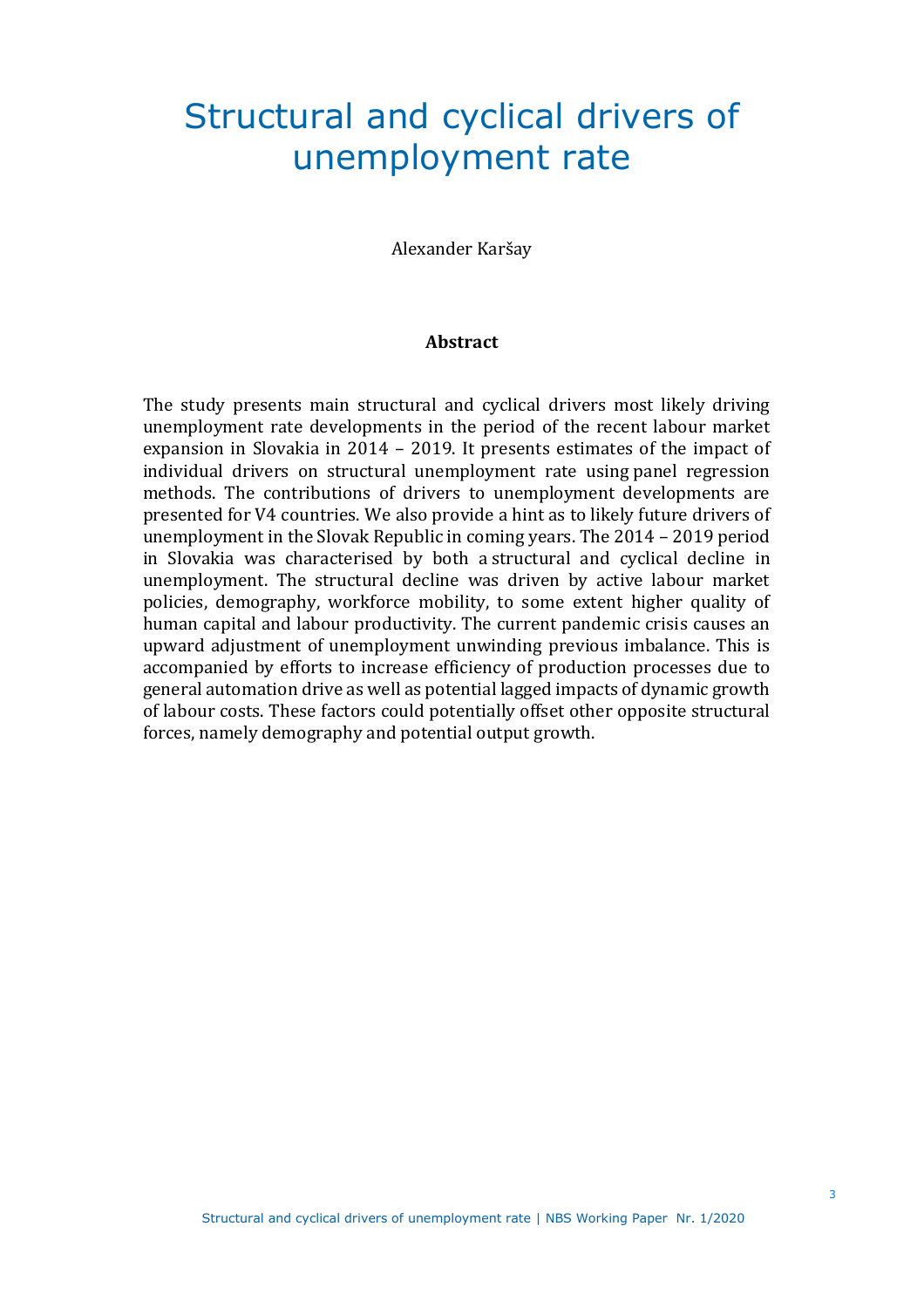# Structural and cyclical drivers of unemployment rate

Alexander Karšay

## Abstract

The study presents main structural and cyclical drivers most likely driving unemployment rate developments in the period of the recent labour market expansion in Slovakia in 2014 – 2019. It presents estimates of the impact of individual drivers on structural unemployment rate using panel regression methods. The contributions of drivers to unemployment developments are presented for V4 countries. We also provide a hint as to likely future drivers of unemployment in the Slovak Republic in coming years. The 2014 – 2019 period in Slovakia was characterised by both a structural and cyclical decline in unemployment. The structural decline was driven by active labour market policies, demography, workforce mobility, to some extent higher quality of human capital and labour productivity. The current pandemic crisis causes an upward adjustment of unemployment unwinding previous imbalance. This is accompanied by efforts to increase efficiency of production processes due to general automation drive as well as potential lagged impacts of dynamic growth of labour costs. These factors could potentially offset other opposite structural forces, namely demography and potential output growth.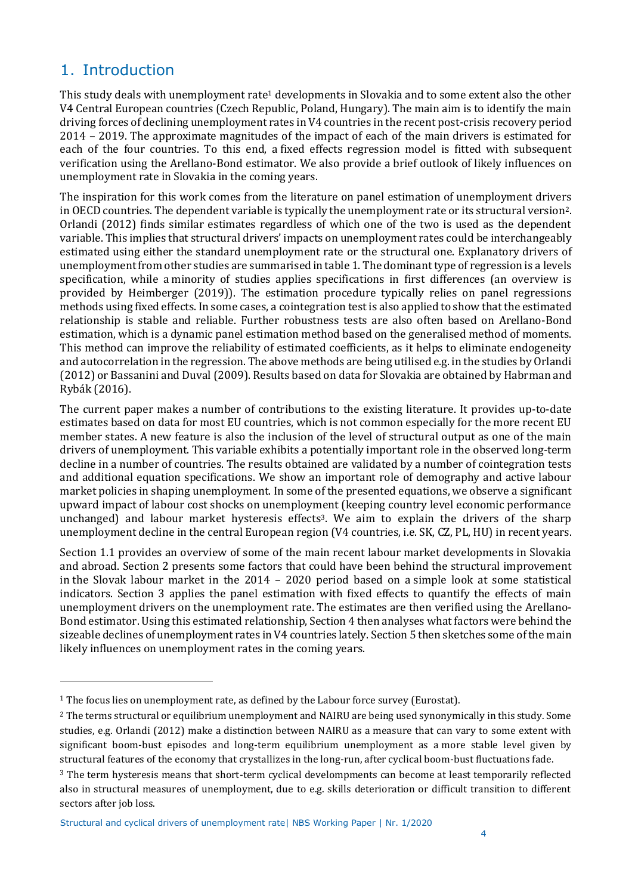## 1. Introduction

This study deals with unemployment rate[1] developments in Slovakia and to some extent also the other V4 Central European countries (Czech Republic, Poland, Hungary). The main aim is to identify the main driving forces of declining unemployment rates in V4 countries in the recent post-crisis recovery period 2014 – 2019. The approximate magnitudes of the impact of each of the main drivers is estimated for each of the four countries. To this end, a fixed effects regression model is fitted with subsequent verification using the Arellano-Bond estimator. We also provide a brief outlook of likely influences on unemployment rate in Slovakia in the coming years.

The inspiration for this work comes from the literature on panel estimation of unemployment drivers in OECD countries. The dependent variable is typically the unemployment rate or its structural version[2]. Orlandi (2012) finds similar estimates regardless of which one of the two is used as the dependent variable. This implies that structural drivers' impacts on unemployment rates could be interchangeably estimated using either the standard unemployment rate or the structural one. Explanatory drivers of unemployment from other studies are summarised in table 1. The dominant type of regression is a levels specification, while a minority of studies applies specifications in first differences (an overview is provided by Heimberger (2019)). The estimation procedure typically relies on panel regressions methods using fixed effects. In some cases, a cointegration test is also applied to show that the estimated relationship is stable and reliable. Further robustness tests are also often based on Arellano-Bond estimation, which is a dynamic panel estimation method based on the generalised method of moments. This method can improve the reliability of estimated coefficients, as it helps to eliminate endogeneity and autocorrelation in the regression. The above methods are being utilised e.g. in the studies by Orlandi (2012) or Bassanini and Duval (2009). Results based on data for Slovakia are obtained by Habrman and Rybák (2016).

The current paper makes a number of contributions to the existing literature. It provides up-to-date estimates based on data for most EU countries, which is not common especially for the more recent EU member states. A new feature is also the inclusion of the level of structural output as one of the main drivers of unemployment. This variable exhibits a potentially important role in the observed long-term decline in a number of countries. The results obtained are validated by a number of cointegration tests and additional equation specifications. We show an important role of demography and active labour market policies in shaping unemployment. In some of the presented equations, we observe a significant upward impact of labour cost shocks on unemployment (keeping country level economic performance unchanged) and labour market hysteresis effects[3]. We aim to explain the drivers of the sharp unemployment decline in the central European region (V4 countries, i.e. SK, CZ, PL, HU) in recent years.

Section 1.1 provides an overview of some of the main recent labour market developments in Slovakia and abroad. Section 2 presents some factors that could have been behind the structural improvement in the Slovak labour market in the 2014 – 2020 period based on a simple look at some statistical indicators. Section 3 applies the panel estimation with fixed effects to quantify the effects of main unemployment drivers on the unemployment rate. The estimates are then verified using the Arellano-Bond estimator. Using this estimated relationship, Section 4 then analyses what factors were behind the sizeable declines of unemployment rates in V4 countries lately. Section 5 then sketches some of the main likely influences on unemployment rates in the coming years.

---

[1] The focus lies on unemployment rate, as defined by the Labour force survey (Eurostat).

[2] The terms structural or equilibrium unemployment and NAIRU are being used synonymically in this study. Some studies, e.g. Orlandi (2012) make a distinction between NAIRU as a measure that can vary to some extent with significant boom-bust episodes and long-term equilibrium unemployment as a more stable level given by structural features of the economy that crystallizes in the long-run, after cyclical boom-bust fluctuations fade.

[3] The term hysteresis means that short-term cyclical develompments can become at least temporarily reflected also in structural measures of unemployment, due to e.g. skills deterioration or difficult transition to different sectors after job loss.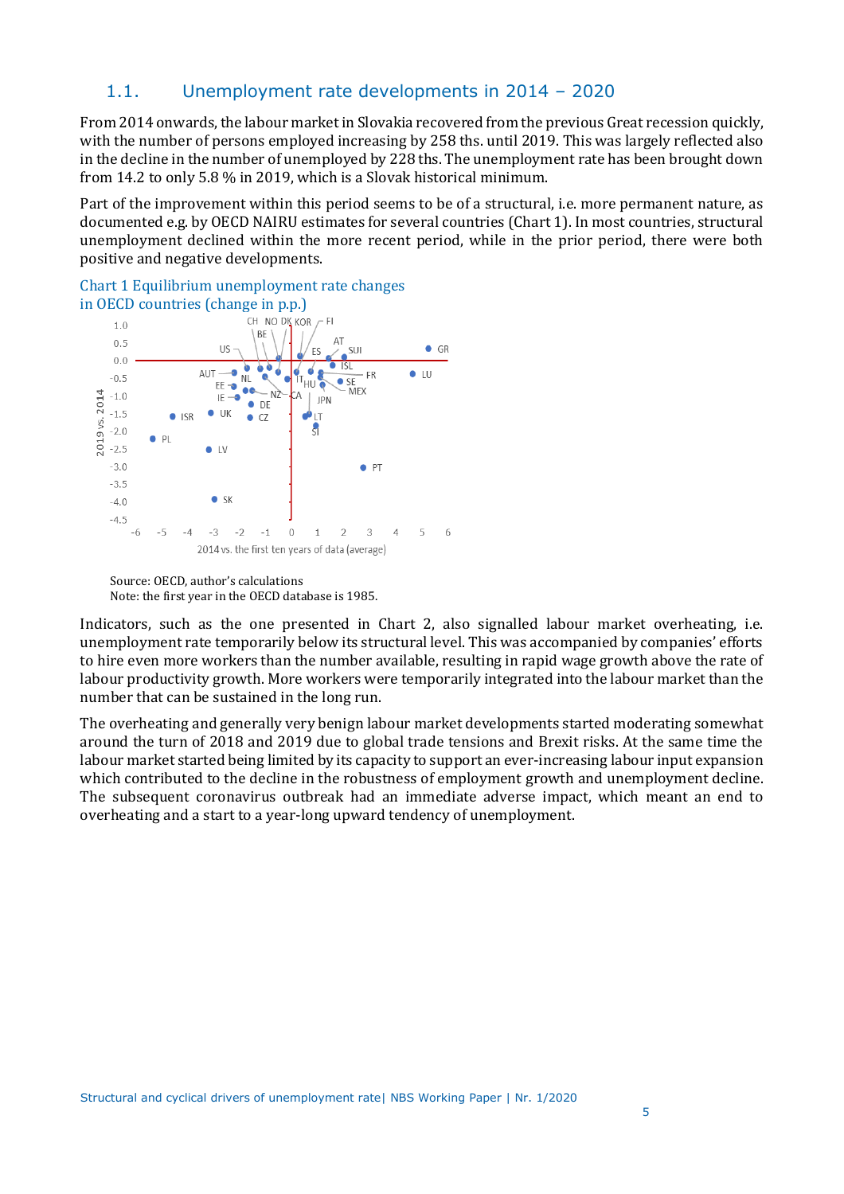## 1.1. Unemployment rate developments in 2014 – 2020

From 2014 onwards, the labour market in Slovakia recovered from the previous Great recession quickly, with the number of persons employed increasing by 258 ths. until 2019. This was largely reflected also in the decline in the number of unemployed by 228 ths. The unemployment rate has been brought down from 14.2 to only 5.8 % in 2019, which is a Slovak historical minimum.

Part of the improvement within this period seems to be of a structural, i.e. more permanent nature, as documented e.g. by OECD NAIRU estimates for several countries (Chart 1). In most countries, structural unemployment declined within the more recent period, while in the prior period, there were both positive and negative developments.

Chart 1 Equilibrium unemployment rate changes in OECD countries (change in p.p.)

Source: OECD, author's calculations
Note: the first year in the OECD database is 1985.

Indicators, such as the one presented in Chart 2, also signalled labour market overheating, i.e. unemployment rate temporarily below its structural level. This was accompanied by companies' efforts to hire even more workers than the number available, resulting in rapid wage growth above the rate of labour productivity growth. More workers were temporarily integrated into the labour market than the number that can be sustained in the long run.

The overheating and generally very benign labour market developments started moderating somewhat around the turn of 2018 and 2019 due to global trade tensions and Brexit risks. At the same time the labour market started being limited by its capacity to support an ever-increasing labour input expansion which contributed to the decline in the robustness of employment growth and unemployment decline. The subsequent coronavirus outbreak had an immediate adverse impact, which meant an end to overheating and a start to a year-long upward tendency of unemployment.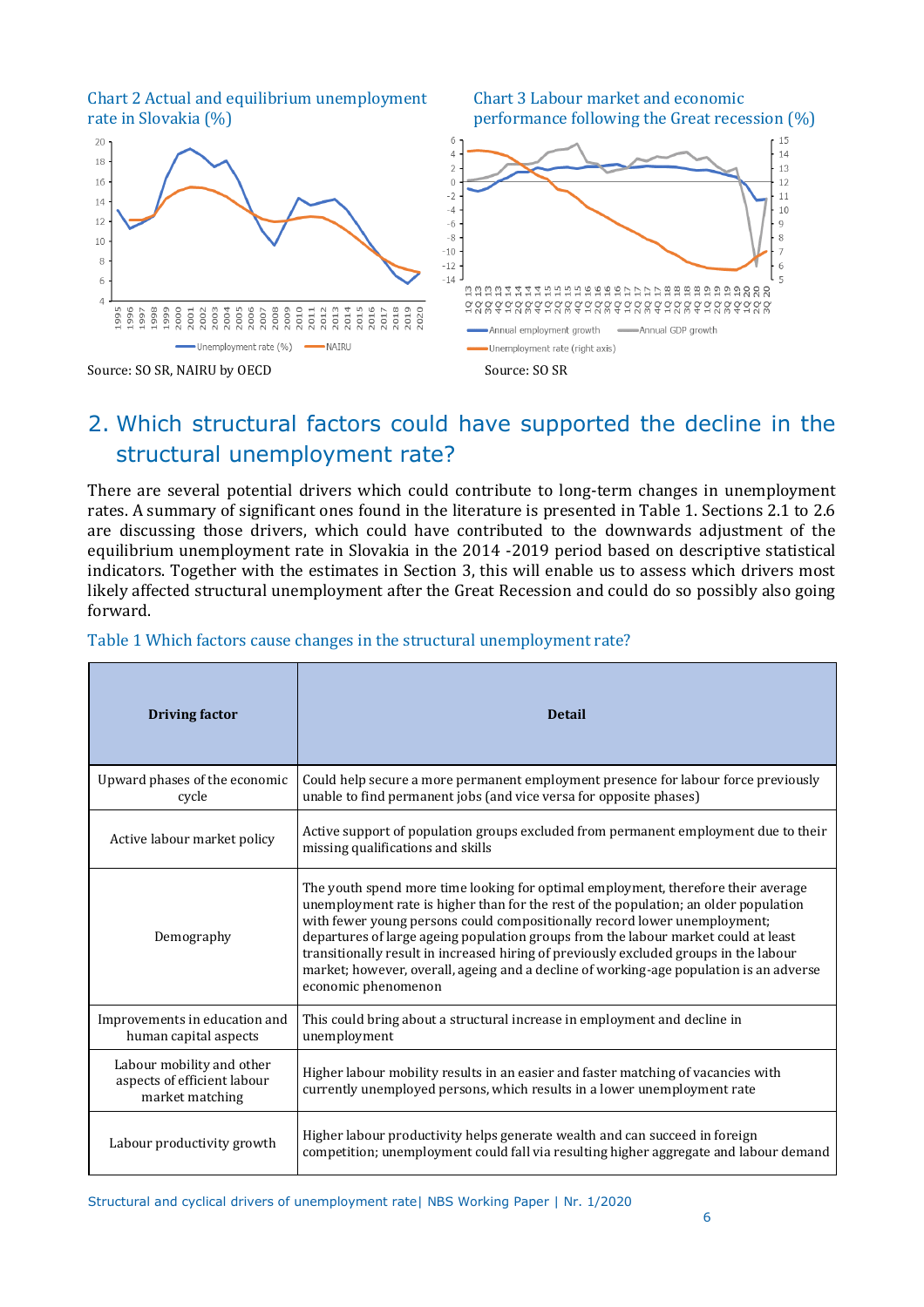Chart 2 Actual and equilibrium unemployment rate in Slovakia (%)

Source: SO SR, NAIRU by OECD

Chart 3 Labour market and economic performance following the Great recession (%)

Source: SO SR

## 2. Which structural factors could have supported the decline in the structural unemployment rate?

There are several potential drivers which could contribute to long-term changes in unemployment rates. A summary of significant ones found in the literature is presented in Table 1. Sections 2.1 to 2.6 are discussing those drivers, which could have contributed to the downwards adjustment of the equilibrium unemployment rate in Slovakia in the 2014 -2019 period based on descriptive statistical indicators. Together with the estimates in Section 3, this will enable us to assess which drivers most likely affected structural unemployment after the Great Recession and could do so possibly also going forward.

Table 1 Which factors cause changes in the structural unemployment rate?

| Driving factor | Detail |
|---|---|
| Upward phases of the economic cycle | Could help secure a more permanent employment presence for labour force previously unable to find permanent jobs (and vice versa for opposite phases) |
| Active labour market policy | Active support of population groups excluded from permanent employment due to their missing qualifications and skills |
| Demography | The youth spend more time looking for optimal employment, therefore their average unemployment rate is higher than for the rest of the population; an older population with fewer young persons could compositionally record lower unemployment; departures of large ageing population groups from the labour market could at least transitionally result in increased hiring of previously excluded groups in the labour market; however, overall, ageing and a decline of working-age population is an adverse economic phenomenon |
| Improvements in education and human capital aspects | This could bring about a structural increase in employment and decline in unemployment |
| Labour mobility and other aspects of efficient labour market matching | Higher labour mobility results in an easier and faster matching of vacancies with currently unemployed persons, which results in a lower unemployment rate |
| Labour productivity growth | Higher labour productivity helps generate wealth and can succeed in foreign competition; unemployment could fall via resulting higher aggregate and labour demand |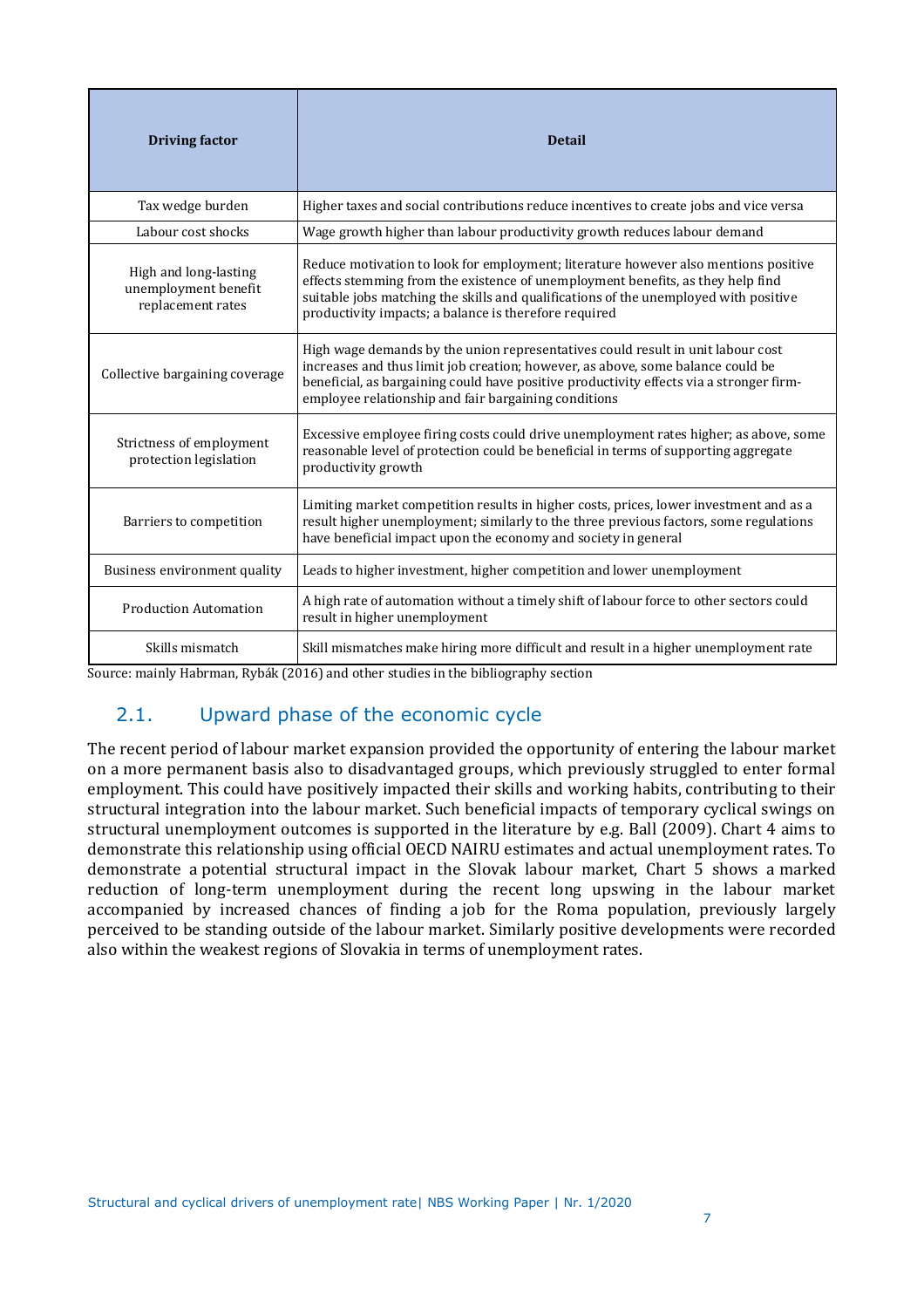| Driving factor | Detail |
|---|---|
| Tax wedge burden | Higher taxes and social contributions reduce incentives to create jobs and vice versa |
| Labour cost shocks | Wage growth higher than labour productivity growth reduces labour demand |
| High and long-lasting unemployment benefit replacement rates | Reduce motivation to look for employment; literature however also mentions positive effects stemming from the existence of unemployment benefits, as they help find suitable jobs matching the skills and qualifications of the unemployed with positive productivity impacts; a balance is therefore required |
| Collective bargaining coverage | High wage demands by the union representatives could result in unit labour cost increases and thus limit job creation; however, as above, some balance could be beneficial, as bargaining could have positive productivity effects via a stronger firm-employee relationship and fair bargaining conditions |
| Strictness of employment protection legislation | Excessive employee firing costs could drive unemployment rates higher; as above, some reasonable level of protection could be beneficial in terms of supporting aggregate productivity growth |
| Barriers to competition | Limiting market competition results in higher costs, prices, lower investment and as a result higher unemployment; similarly to the three previous factors, some regulations have beneficial impact upon the economy and society in general |
| Business environment quality | Leads to higher investment, higher competition and lower unemployment |
| Production Automation | A high rate of automation without a timely shift of labour force to other sectors could result in higher unemployment |
| Skills mismatch | Skill mismatches make hiring more difficult and result in a higher unemployment rate |

Source: mainly Habrman, Rybák (2016) and other studies in the bibliography section

## 2.1. Upward phase of the economic cycle

The recent period of labour market expansion provided the opportunity of entering the labour market on a more permanent basis also to disadvantaged groups, which previously struggled to enter formal employment. This could have positively impacted their skills and working habits, contributing to their structural integration into the labour market. Such beneficial impacts of temporary cyclical swings on structural unemployment outcomes is supported in the literature by e.g. Ball (2009). Chart 4 aims to demonstrate this relationship using official OECD NAIRU estimates and actual unemployment rates. To demonstrate a potential structural impact in the Slovak labour market, Chart 5 shows a marked reduction of long-term unemployment during the recent long upswing in the labour market accompanied by increased chances of finding a job for the Roma population, previously largely perceived to be standing outside of the labour market. Similarly positive developments were recorded also within the weakest regions of Slovakia in terms of unemployment rates.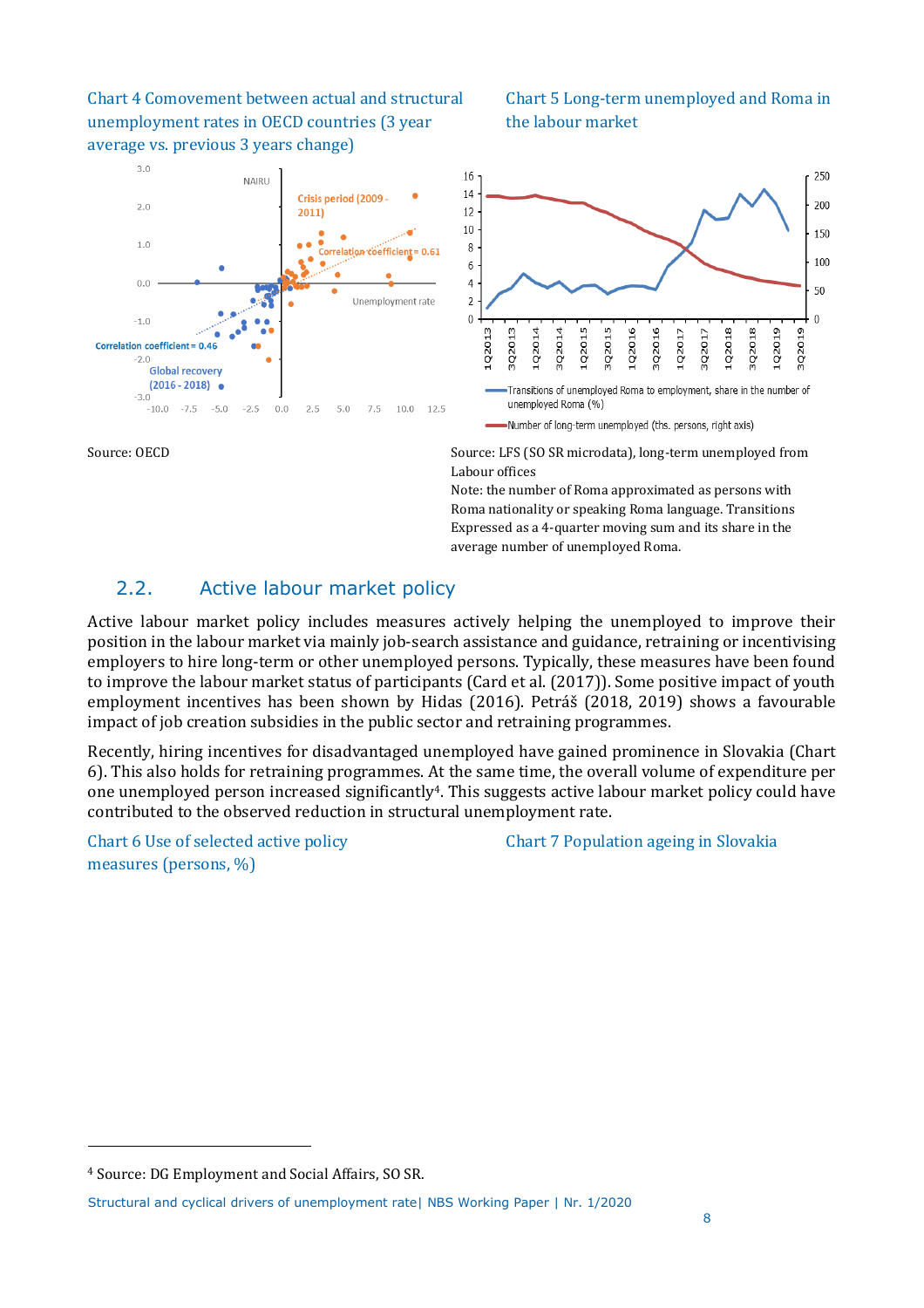Chart 4 Comovement between actual and structural unemployment rates in OECD countries (3 year average vs. previous 3 years change)

Source: OECD

Chart 5 Long-term unemployed and Roma in the labour market

Source: LFS (SO SR microdata), long-term unemployed from Labour offices

Note: the number of Roma approximated as persons with Roma nationality or speaking Roma language. Transitions Expressed as a 4-quarter moving sum and its share in the average number of unemployed Roma.

## 2.2. Active labour market policy

Active labour market policy includes measures actively helping the unemployed to improve their position in the labour market via mainly job-search assistance and guidance, retraining or incentivising employers to hire long-term or other unemployed persons. Typically, these measures have been found to improve the labour market status of participants (Card et al. (2017)). Some positive impact of youth employment incentives has been shown by Hidas (2016). Petráš (2018, 2019) shows a favourable impact of job creation subsidies in the public sector and retraining programmes.

Recently, hiring incentives for disadvantaged unemployed have gained prominence in Slovakia (Chart 6). This also holds for retraining programmes. At the same time, the overall volume of expenditure per one unemployed person increased significantly[4]. This suggests active labour market policy could have contributed to the observed reduction in structural unemployment rate.

Chart 6 Use of selected active policy measures (persons, %)

Chart 7 Population ageing in Slovakia

[4] Source: DG Employment and Social Affairs, SO SR.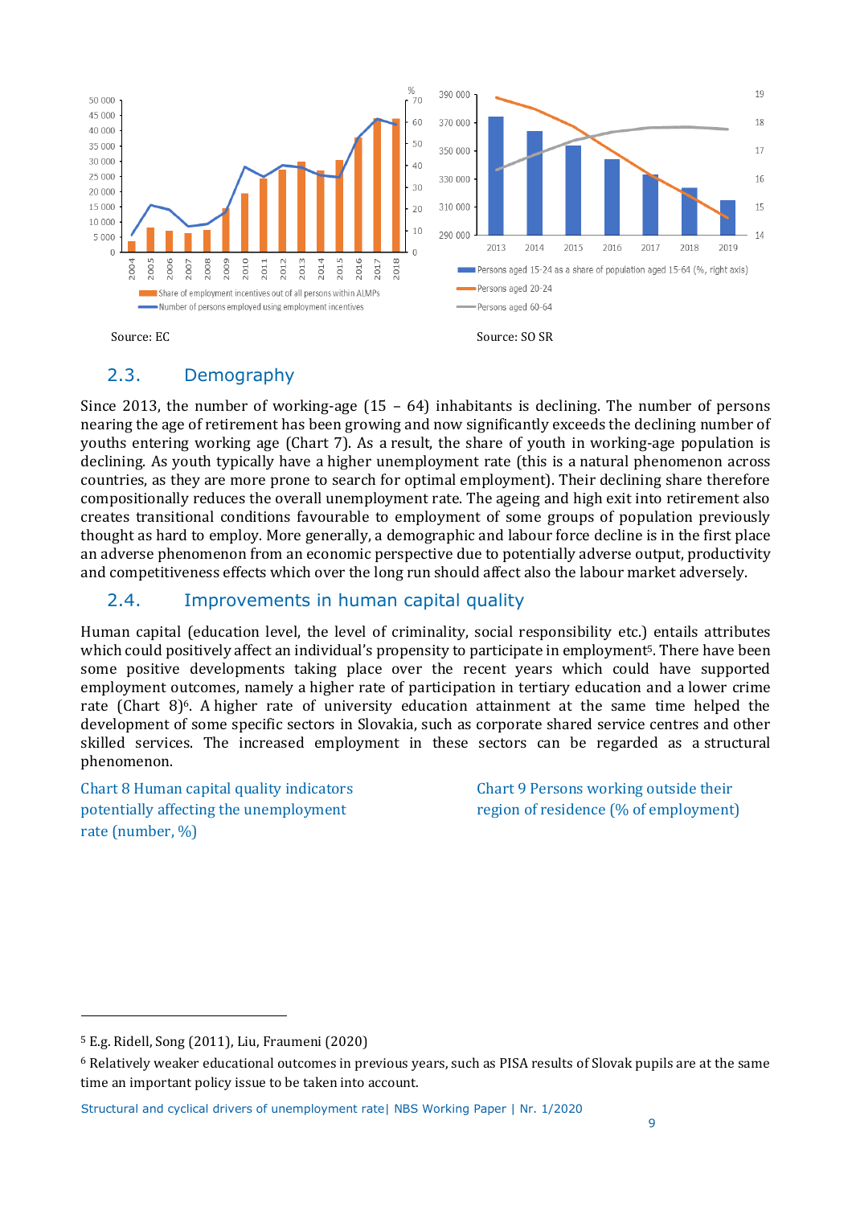Source: EC

Source: SO SR

## 2.3. Demography

Since 2013, the number of working-age (15 – 64) inhabitants is declining. The number of persons nearing the age of retirement has been growing and now significantly exceeds the declining number of youths entering working age (Chart 7). As a result, the share of youth in working-age population is declining. As youth typically have a higher unemployment rate (this is a natural phenomenon across countries, as they are more prone to search for optimal employment). Their declining share therefore compositionally reduces the overall unemployment rate. The ageing and high exit into retirement also creates transitional conditions favourable to employment of some groups of population previously thought as hard to employ. More generally, a demographic and labour force decline is in the first place an adverse phenomenon from an economic perspective due to potentially adverse output, productivity and competitiveness effects which over the long run should affect also the labour market adversely.

## 2.4. Improvements in human capital quality

Human capital (education level, the level of criminality, social responsibility etc.) entails attributes which could positively affect an individual's propensity to participate in employment[5]. There have been some positive developments taking place over the recent years which could have supported employment outcomes, namely a higher rate of participation in tertiary education and a lower crime rate (Chart 8)[6]. A higher rate of university education attainment at the same time helped the development of some specific sectors in Slovakia, such as corporate shared service centres and other skilled services. The increased employment in these sectors can be regarded as a structural phenomenon.

Chart 8 Human capital quality indicators potentially affecting the unemployment rate (number, %)

Chart 9 Persons working outside their region of residence (% of employment)

[5] E.g. Ridell, Song (2011), Liu, Fraumeni (2020)

[6] Relatively weaker educational outcomes in previous years, such as PISA results of Slovak pupils are at the same time an important policy issue to be taken into account.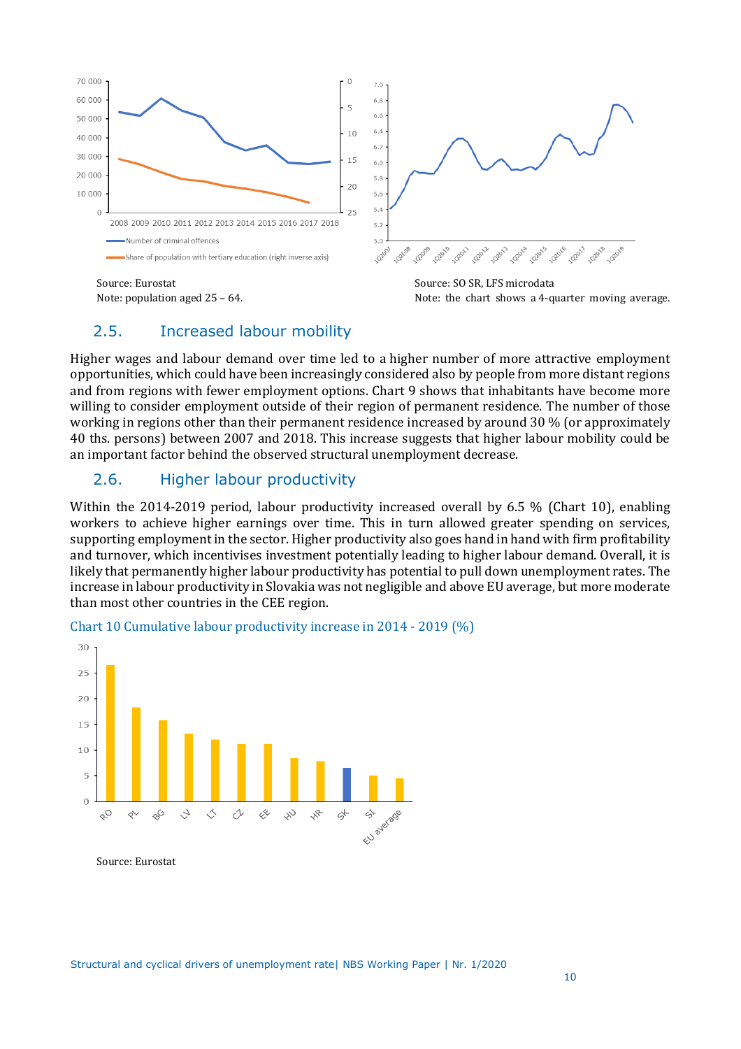Source: Eurostat
Note: population aged 25 – 64.

Source: SO SR, LFS microdata
Note: the chart shows a 4-quarter moving average.

## 2.5. Increased labour mobility

Higher wages and labour demand over time led to a higher number of more attractive employment opportunities, which could have been increasingly considered also by people from more distant regions and from regions with fewer employment options. Chart 9 shows that inhabitants have become more willing to consider employment outside of their region of permanent residence. The number of those working in regions other than their permanent residence increased by around 30 % (or approximately 40 ths. persons) between 2007 and 2018. This increase suggests that higher labour mobility could be an important factor behind the observed structural unemployment decrease.

## 2.6. Higher labour productivity

Within the 2014-2019 period, labour productivity increased overall by 6.5 % (Chart 10), enabling workers to achieve higher earnings over time. This in turn allowed greater spending on services, supporting employment in the sector. Higher productivity also goes hand in hand with firm profitability and turnover, which incentivises investment potentially leading to higher labour demand. Overall, it is likely that permanently higher labour productivity has potential to pull down unemployment rates. The increase in labour productivity in Slovakia was not negligible and above EU average, but more moderate than most other countries in the CEE region.

Chart 10 Cumulative labour productivity increase in 2014 - 2019 (%)

Source: Eurostat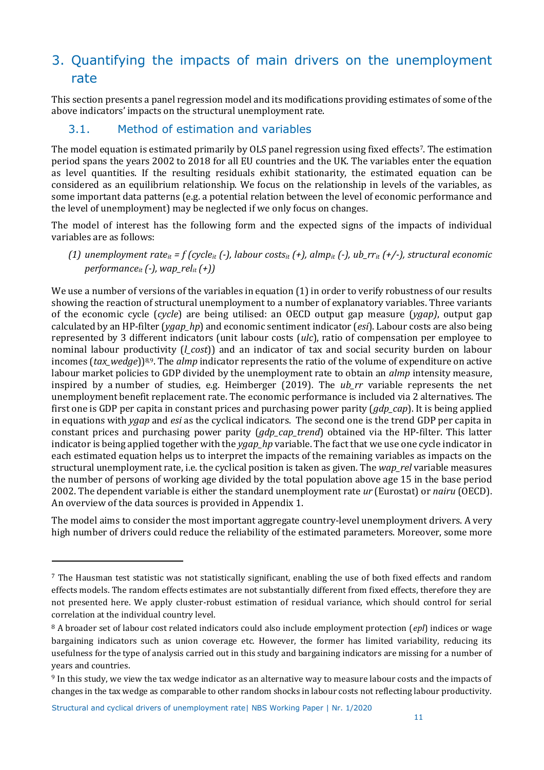# 3. Quantifying the impacts of main drivers on the unemployment rate

This section presents a panel regression model and its modifications providing estimates of some of the above indicators' impacts on the structural unemployment rate.

## 3.1. Method of estimation and variables

The model equation is estimated primarily by OLS panel regression using fixed effects[7]. The estimation period spans the years 2002 to 2018 for all EU countries and the UK. The variables enter the equation as level quantities. If the resulting residuals exhibit stationarity, the estimated equation can be considered as an equilibrium relationship. We focus on the relationship in levels of the variables, as some important data patterns (e.g. a potential relation between the level of economic performance and the level of unemployment) may be neglected if we only focus on changes.

The model of interest has the following form and the expected signs of the impacts of individual variables are as follows:

(1) *unemployment rate*$_{it}$ *= f (cycle*$_{it}$ *(-), labour costs*$_{it}$ *(+), almp*$_{it}$ *(-), ub_rr*$_{it}$ *(+/-), structural economic performance*$_{it}$ *(-), wap_rel*$_{it}$ *(+))*

We use a number of versions of the variables in equation (1) in order to verify robustness of our results showing the reaction of structural unemployment to a number of explanatory variables. Three variants of the economic cycle (*cycle*) are being utilised: an OECD output gap measure (*ygap)*, output gap calculated by an HP-filter (*ygap_hp*) and economic sentiment indicator (*esi*). Labour costs are also being represented by 3 different indicators (unit labour costs (*ulc*), ratio of compensation per employee to nominal labour productivity (*l_cost*)) and an indicator of tax and social security burden on labour incomes (*tax_wedge*))[8,9]. The *almp* indicator represents the ratio of the volume of expenditure on active labour market policies to GDP divided by the unemployment rate to obtain an *almp* intensity measure, inspired by a number of studies, e.g. Heimberger (2019). The *ub_rr* variable represents the net unemployment benefit replacement rate. The economic performance is included via 2 alternatives. The first one is GDP per capita in constant prices and purchasing power parity (*gdp_cap*). It is being applied in equations with *ygap* and *esi* as the cyclical indicators. The second one is the trend GDP per capita in constant prices and purchasing power parity (*gdp_cap_trend*) obtained via the HP-filter. This latter indicator is being applied together with the *ygap_hp* variable. The fact that we use one cycle indicator in each estimated equation helps us to interpret the impacts of the remaining variables as impacts on the structural unemployment rate, i.e. the cyclical position is taken as given. The *wap_rel* variable measures the number of persons of working age divided by the total population above age 15 in the base period 2002. The dependent variable is either the standard unemployment rate *ur* (Eurostat) or *nairu* (OECD). An overview of the data sources is provided in Appendix 1.

The model aims to consider the most important aggregate country-level unemployment drivers. A very high number of drivers could reduce the reliability of the estimated parameters. Moreover, some more

---

[7] The Hausman test statistic was not statistically significant, enabling the use of both fixed effects and random effects models. The random effects estimates are not substantially different from fixed effects, therefore they are not presented here. We apply cluster-robust estimation of residual variance, which should control for serial correlation at the individual country level.

[8] A broader set of labour cost related indicators could also include employment protection (*epl*) indices or wage bargaining indicators such as union coverage etc. However, the former has limited variability, reducing its usefulness for the type of analysis carried out in this study and bargaining indicators are missing for a number of years and countries.

[9] In this study, we view the tax wedge indicator as an alternative way to measure labour costs and the impacts of changes in the tax wedge as comparable to other random shocks in labour costs not reflecting labour productivity.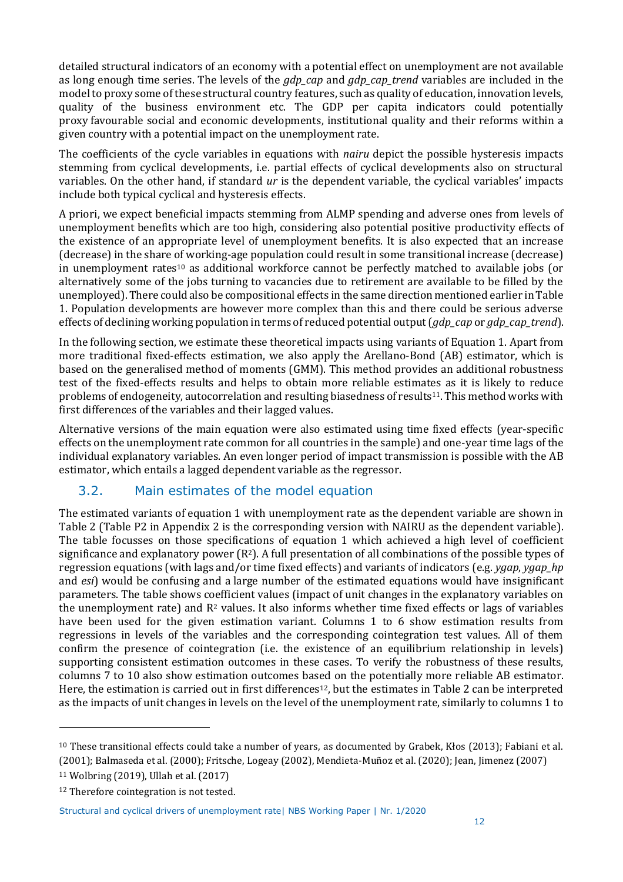detailed structural indicators of an economy with a potential effect on unemployment are not available as long enough time series. The levels of the *gdp_cap* and *gdp_cap_trend* variables are included in the model to proxy some of these structural country features, such as quality of education, innovation levels, quality of the business environment etc. The GDP per capita indicators could potentially proxy favourable social and economic developments, institutional quality and their reforms within a given country with a potential impact on the unemployment rate.

The coefficients of the cycle variables in equations with *nairu* depict the possible hysteresis impacts stemming from cyclical developments, i.e. partial effects of cyclical developments also on structural variables. On the other hand, if standard *ur* is the dependent variable, the cyclical variables' impacts include both typical cyclical and hysteresis effects.

A priori, we expect beneficial impacts stemming from ALMP spending and adverse ones from levels of unemployment benefits which are too high, considering also potential positive productivity effects of the existence of an appropriate level of unemployment benefits. It is also expected that an increase (decrease) in the share of working-age population could result in some transitional increase (decrease) in unemployment rates[10] as additional workforce cannot be perfectly matched to available jobs (or alternatively some of the jobs turning to vacancies due to retirement are available to be filled by the unemployed). There could also be compositional effects in the same direction mentioned earlier in Table 1. Population developments are however more complex than this and there could be serious adverse effects of declining working population in terms of reduced potential output (*gdp_cap* or *gdp_cap_trend*).

In the following section, we estimate these theoretical impacts using variants of Equation 1. Apart from more traditional fixed-effects estimation, we also apply the Arellano-Bond (AB) estimator, which is based on the generalised method of moments (GMM). This method provides an additional robustness test of the fixed-effects results and helps to obtain more reliable estimates as it is likely to reduce problems of endogeneity, autocorrelation and resulting biasedness of results[11]. This method works with first differences of the variables and their lagged values.

Alternative versions of the main equation were also estimated using time fixed effects (year-specific effects on the unemployment rate common for all countries in the sample) and one-year time lags of the individual explanatory variables. An even longer period of impact transmission is possible with the AB estimator, which entails a lagged dependent variable as the regressor.

## 3.2. Main estimates of the model equation

The estimated variants of equation 1 with unemployment rate as the dependent variable are shown in Table 2 (Table P2 in Appendix 2 is the corresponding version with NAIRU as the dependent variable). The table focusses on those specifications of equation 1 which achieved a high level of coefficient significance and explanatory power ($R^2$). A full presentation of all combinations of the possible types of regression equations (with lags and/or time fixed effects) and variants of indicators (e.g. *ygap*, *ygap_hp* and *esi*) would be confusing and a large number of the estimated equations would have insignificant parameters. The table shows coefficient values (impact of unit changes in the explanatory variables on the unemployment rate) and $R^2$ values. It also informs whether time fixed effects or lags of variables have been used for the given estimation variant. Columns 1 to 6 show estimation results from regressions in levels of the variables and the corresponding cointegration test values. All of them confirm the presence of cointegration (i.e. the existence of an equilibrium relationship in levels) supporting consistent estimation outcomes in these cases. To verify the robustness of these results, columns 7 to 10 also show estimation outcomes based on the potentially more reliable AB estimator. Here, the estimation is carried out in first differences[12], but the estimates in Table 2 can be interpreted as the impacts of unit changes in levels on the level of the unemployment rate, similarly to columns 1 to

[10] These transitional effects could take a number of years, as documented by Grabek, Kłos (2013); Fabiani et al. (2001); Balmaseda et al. (2000); Fritsche, Logeay (2002), Mendieta-Muñoz et al. (2020); Jean, Jimenez (2007)

[11] Wolbring (2019), Ullah et al. (2017)

[12] Therefore cointegration is not tested.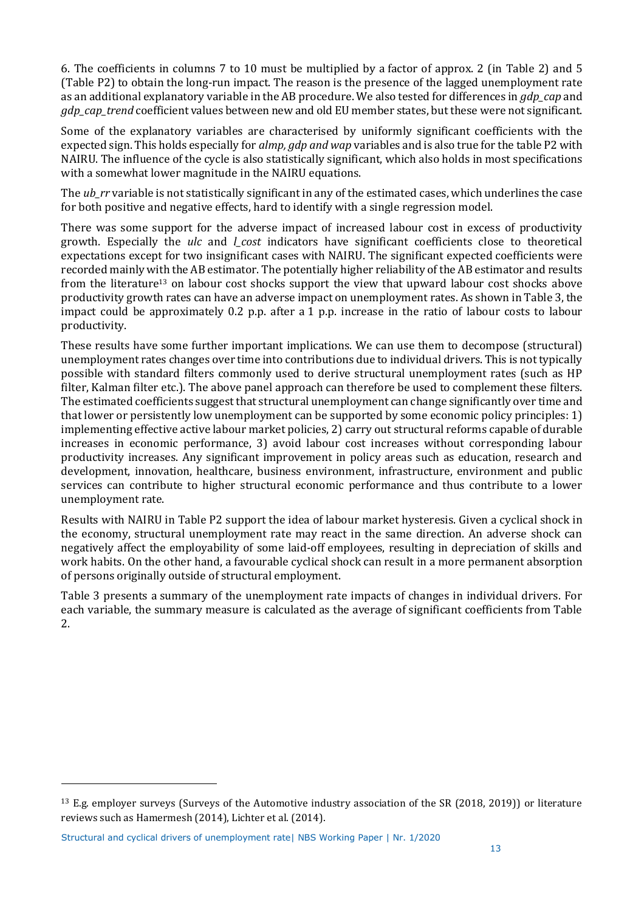6. The coefficients in columns 7 to 10 must be multiplied by a factor of approx. 2 (in Table 2) and 5 (Table P2) to obtain the long-run impact. The reason is the presence of the lagged unemployment rate as an additional explanatory variable in the AB procedure. We also tested for differences in *gdp_cap* and *gdp_cap_trend* coefficient values between new and old EU member states, but these were not significant.

Some of the explanatory variables are characterised by uniformly significant coefficients with the expected sign. This holds especially for *almp, gdp and wap* variables and is also true for the table P2 with NAIRU. The influence of the cycle is also statistically significant, which also holds in most specifications with a somewhat lower magnitude in the NAIRU equations.

The *ub_rr* variable is not statistically significant in any of the estimated cases, which underlines the case for both positive and negative effects, hard to identify with a single regression model.

There was some support for the adverse impact of increased labour cost in excess of productivity growth. Especially the *ulc* and *l_cost* indicators have significant coefficients close to theoretical expectations except for two insignificant cases with NAIRU. The significant expected coefficients were recorded mainly with the AB estimator. The potentially higher reliability of the AB estimator and results from the literature[13] on labour cost shocks support the view that upward labour cost shocks above productivity growth rates can have an adverse impact on unemployment rates. As shown in Table 3, the impact could be approximately 0.2 p.p. after a 1 p.p. increase in the ratio of labour costs to labour productivity.

These results have some further important implications. We can use them to decompose (structural) unemployment rates changes over time into contributions due to individual drivers. This is not typically possible with standard filters commonly used to derive structural unemployment rates (such as HP filter, Kalman filter etc.). The above panel approach can therefore be used to complement these filters. The estimated coefficients suggest that structural unemployment can change significantly over time and that lower or persistently low unemployment can be supported by some economic policy principles: 1) implementing effective active labour market policies, 2) carry out structural reforms capable of durable increases in economic performance, 3) avoid labour cost increases without corresponding labour productivity increases. Any significant improvement in policy areas such as education, research and development, innovation, healthcare, business environment, infrastructure, environment and public services can contribute to higher structural economic performance and thus contribute to a lower unemployment rate.

Results with NAIRU in Table P2 support the idea of labour market hysteresis. Given a cyclical shock in the economy, structural unemployment rate may react in the same direction. An adverse shock can negatively affect the employability of some laid-off employees, resulting in depreciation of skills and work habits. On the other hand, a favourable cyclical shock can result in a more permanent absorption of persons originally outside of structural employment.

Table 3 presents a summary of the unemployment rate impacts of changes in individual drivers. For each variable, the summary measure is calculated as the average of significant coefficients from Table 2.

---

[13] E.g. employer surveys (Surveys of the Automotive industry association of the SR (2018, 2019)) or literature reviews such as Hamermesh (2014), Lichter et al. (2014).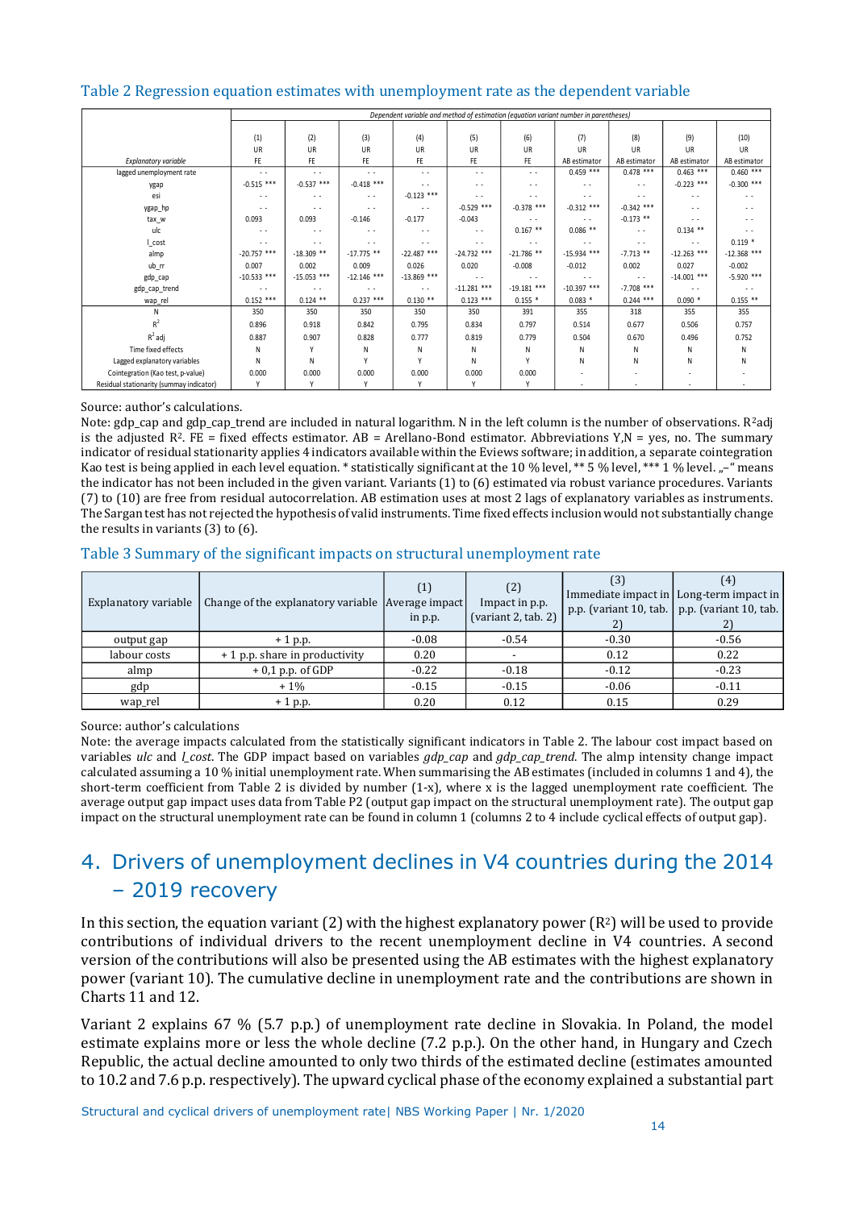## Table 2 Regression equation estimates with unemployment rate as the dependent variable

| Explanatory variable | (1) UR FE | (2) UR FE | (3) UR FE | (4) UR FE | (5) UR FE | (6) UR FE | (7) UR AB estimator | (8) UR AB estimator | (9) UR AB estimator | (10) UR AB estimator |
|---|---|---|---|---|---|---|---|---|---|---|
| | *Dependent variable and method of estimation (equation variant number in parentheses)* | | | | | | | | | |
| lagged unemployment rate | - - | - - | - - | - - | - - | - - | 0.459 *** | 0.478 *** | 0.463 *** | 0.460 *** |
| ygap | -0.515 *** | -0.537 *** | -0.418 *** | - - | - - | - - | - - | - - | -0.223 *** | -0.300 *** |
| esi | - - | - - | - - | -0.123 *** | - - | - - | - - | - - | - - | - - |
| ygap_hp | - - | - - | - - | - - | -0.529 *** | -0.378 *** | -0.312 *** | -0.342 *** | - - | - - |
| tax_w | 0.093 | 0.093 | -0.146 | -0.177 | -0.043 | - - | - - | -0.173 ** | - - | - - |
| ulc | - - | - - | - - | - - | - - | 0.167 ** | 0.086 ** | - - | 0.134 ** | - - |
| l_cost | - - | - - | - - | - - | - - | - - | - - | - - | - - | 0.119 * |
| almp | -20.757 *** | -18.309 ** | -17.775 ** | -22.487 *** | -24.732 *** | -21.786 ** | -15.934 *** | -7.713 ** | -12.263 *** | -12.368 *** |
| ub_rr | 0.007 | 0.002 | 0.009 | 0.026 | 0.020 | -0.008 | -0.012 | 0.002 | 0.027 | -0.002 |
| gdp_cap | -10.533 *** | -15.053 *** | -12.146 *** | -13.869 *** | - - | - - | - - | - - | -14.001 *** | -5.920 *** |
| gdp_cap_trend | - - | - - | - - | - - | -11.281 *** | -19.181 *** | -10.397 *** | -7.708 *** | - - | - - |
| wap_rel | 0.152 *** | 0.124 ** | 0.237 *** | 0.130 ** | 0.123 *** | 0.155 * | 0.083 * | 0.244 *** | 0.090 * | 0.155 ** |
| N | 350 | 350 | 350 | 350 | 350 | 391 | 355 | 318 | 355 | 355 |
| $R^2$ | 0.896 | 0.918 | 0.842 | 0.795 | 0.834 | 0.797 | 0.514 | 0.677 | 0.506 | 0.757 |
| $R^2$ adj | 0.887 | 0.907 | 0.828 | 0.777 | 0.819 | 0.779 | 0.504 | 0.670 | 0.496 | 0.752 |
| Time fixed effects | N | Y | N | N | N | N | N | N | N | N |
| Lagged explanatory variables | N | N | Y | Y | N | Y | N | N | N | N |
| Cointegration (Kao test, p-value) | 0.000 | 0.000 | 0.000 | 0.000 | 0.000 | 0.000 | - | - | - | - |
| Residual stationarity (summay indicator) | Y | Y | Y | Y | Y | Y | - | - | - | - |

Source: author's calculations.

Note: gdp_cap and gdp_cap_trend are included in natural logarithm. N in the left column is the number of observations. $R^2$adj is the adjusted $R^2$. FE = fixed effects estimator. AB = Arellano-Bond estimator. Abbreviations Y,N = yes, no. The summary indicator of residual stationarity applies 4 indicators available within the Eviews software; in addition, a separate cointegration Kao test is being applied in each level equation. * statistically significant at the 10 % level, ** 5 % level, *** 1 % level. „–" means the indicator has not been included in the given variant. Variants (1) to (6) estimated via robust variance procedures. Variants (7) to (10) are free from residual autocorrelation. AB estimation uses at most 2 lags of explanatory variables as instruments. The Sargan test has not rejected the hypothesis of valid instruments. Time fixed effects inclusion would not substantially change the results in variants (3) to (6).

## Table 3 Summary of the significant impacts on structural unemployment rate

| Explanatory variable | Change of the explanatory variable | (1) Average impact in p.p. | (2) Impact in p.p. (variant 2, tab. 2) | (3) Immediate impact in p.p. (variant 10, tab. 2) | (4) Long-term impact in p.p. (variant 10, tab. 2) |
|---|---|---|---|---|---|
| output gap | + 1 p.p. | -0.08 | -0.54 | -0.30 | -0.56 |
| labour costs | + 1 p.p. share in productivity | 0.20 | - | 0.12 | 0.22 |
| almp | + 0,1 p.p. of GDP | -0.22 | -0.18 | -0.12 | -0.23 |
| gdp | + 1% | -0.15 | -0.15 | -0.06 | -0.11 |
| wap_rel | + 1 p.p. | 0.20 | 0.12 | 0.15 | 0.29 |

Source: author's calculations

Note: the average impacts calculated from the statistically significant indicators in Table 2. The labour cost impact based on variables *ulc* and *l_cost*. The GDP impact based on variables *gdp_cap* and *gdp_cap_trend*. The almp intensity change impact calculated assuming a 10 % initial unemployment rate. When summarising the AB estimates (included in columns 3 and 4), the short-term coefficient from Table 2 is divided by number (1-x), where x is the lagged unemployment rate coefficient. The average output gap impact uses data from Table P2 (output gap impact on the structural unemployment rate). The output gap impact on the structural unemployment rate can be found in column 1 (columns 2 to 4 include cyclical effects of output gap).

# 4. Drivers of unemployment declines in V4 countries during the 2014 – 2019 recovery

In this section, the equation variant (2) with the highest explanatory power ($R^2$) will be used to provide contributions of individual drivers to the recent unemployment decline in V4 countries. A second version of the contributions will also be presented using the AB estimates with the highest explanatory power (variant 10). The cumulative decline in unemployment rate and the contributions are shown in Charts 11 and 12.

Variant 2 explains 67 % (5.7 p.p.) of unemployment rate decline in Slovakia. In Poland, the model estimate explains more or less the whole decline (7.2 p.p.). On the other hand, in Hungary and Czech Republic, the actual decline amounted to only two thirds of the estimated decline (estimates amounted to 10.2 and 7.6 p.p. respectively). The upward cyclical phase of the economy explained a substantial part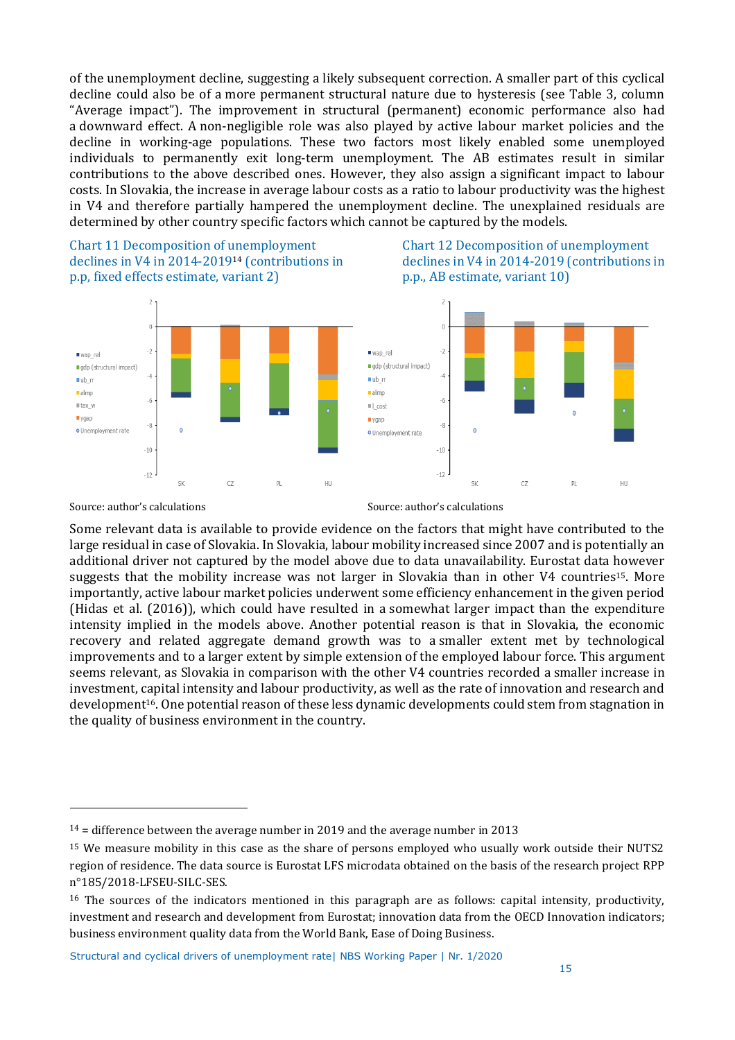of the unemployment decline, suggesting a likely subsequent correction. A smaller part of this cyclical decline could also be of a more permanent structural nature due to hysteresis (see Table 3, column "Average impact"). The improvement in structural (permanent) economic performance also had a downward effect. A non-negligible role was also played by active labour market policies and the decline in working-age populations. These two factors most likely enabled some unemployed individuals to permanently exit long-term unemployment. The AB estimates result in similar contributions to the above described ones. However, they also assign a significant impact to labour costs. In Slovakia, the increase in average labour costs as a ratio to labour productivity was the highest in V4 and therefore partially hampered the unemployment decline. The unexplained residuals are determined by other country specific factors which cannot be captured by the models.

Chart 11 Decomposition of unemployment declines in V4 in 2014-2019[14] (contributions in p.p, fixed effects estimate, variant 2)

Source: author's calculations

Chart 12 Decomposition of unemployment declines in V4 in 2014-2019 (contributions in p.p., AB estimate, variant 10)

Source: author's calculations

Some relevant data is available to provide evidence on the factors that might have contributed to the large residual in case of Slovakia. In Slovakia, labour mobility increased since 2007 and is potentially an additional driver not captured by the model above due to data unavailability. Eurostat data however suggests that the mobility increase was not larger in Slovakia than in other V4 countries[15]. More importantly, active labour market policies underwent some efficiency enhancement in the given period (Hidas et al. (2016)), which could have resulted in a somewhat larger impact than the expenditure intensity implied in the models above. Another potential reason is that in Slovakia, the economic recovery and related aggregate demand growth was to a smaller extent met by technological improvements and to a larger extent by simple extension of the employed labour force. This argument seems relevant, as Slovakia in comparison with the other V4 countries recorded a smaller increase in investment, capital intensity and labour productivity, as well as the rate of innovation and research and development[16]. One potential reason of these less dynamic developments could stem from stagnation in the quality of business environment in the country.

---

[14] = difference between the average number in 2019 and the average number in 2013

[15] We measure mobility in this case as the share of persons employed who usually work outside their NUTS2 region of residence. The data source is Eurostat LFS microdata obtained on the basis of the research project RPP n°185/2018-LFSEU-SILC-SES.

[16] The sources of the indicators mentioned in this paragraph are as follows: capital intensity, productivity, investment and research and development from Eurostat; innovation data from the OECD Innovation indicators; business environment quality data from the World Bank, Ease of Doing Business.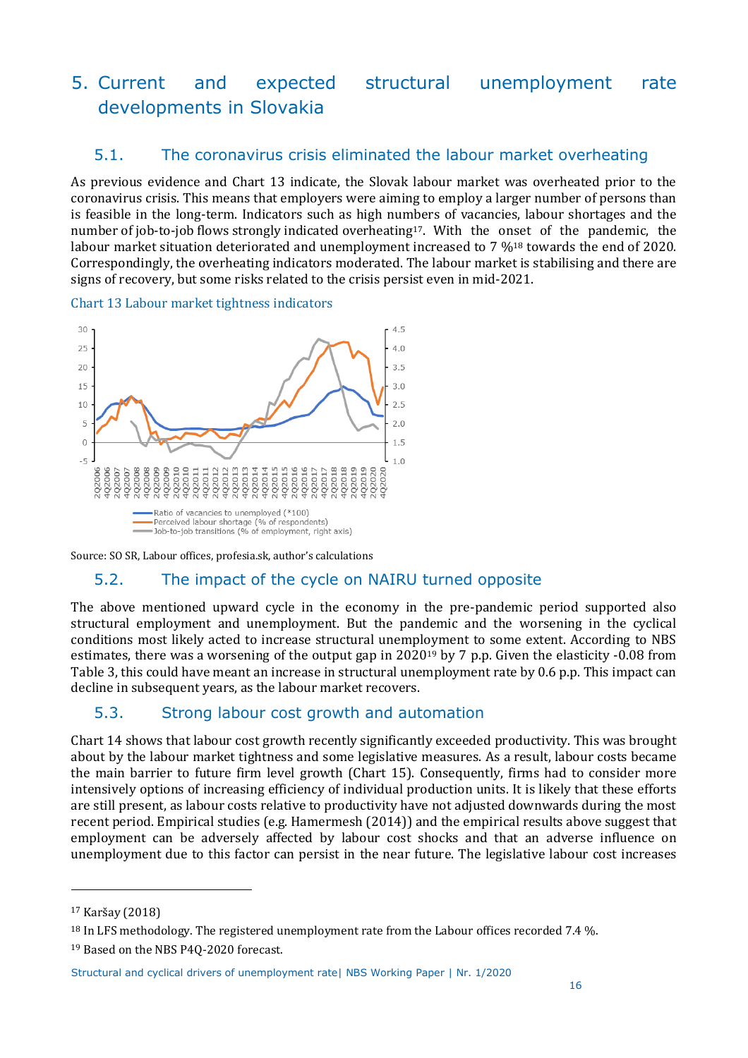# 5. Current and expected structural unemployment rate developments in Slovakia

## 5.1. The coronavirus crisis eliminated the labour market overheating

As previous evidence and Chart 13 indicate, the Slovak labour market was overheated prior to the coronavirus crisis. This means that employers were aiming to employ a larger number of persons than is feasible in the long-term. Indicators such as high numbers of vacancies, labour shortages and the number of job-to-job flows strongly indicated overheating[17]. With the onset of the pandemic, the labour market situation deteriorated and unemployment increased to 7 %[18] towards the end of 2020. Correspondingly, the overheating indicators moderated. The labour market is stabilising and there are signs of recovery, but some risks related to the crisis persist even in mid-2021.

Chart 13 Labour market tightness indicators

Source: SO SR, Labour offices, profesia.sk, author's calculations

## 5.2. The impact of the cycle on NAIRU turned opposite

The above mentioned upward cycle in the economy in the pre-pandemic period supported also structural employment and unemployment. But the pandemic and the worsening in the cyclical conditions most likely acted to increase structural unemployment to some extent. According to NBS estimates, there was a worsening of the output gap in 2020[19] by 7 p.p. Given the elasticity -0.08 from Table 3, this could have meant an increase in structural unemployment rate by 0.6 p.p. This impact can decline in subsequent years, as the labour market recovers.

## 5.3. Strong labour cost growth and automation

Chart 14 shows that labour cost growth recently significantly exceeded productivity. This was brought about by the labour market tightness and some legislative measures. As a result, labour costs became the main barrier to future firm level growth (Chart 15). Consequently, firms had to consider more intensively options of increasing efficiency of individual production units. It is likely that these efforts are still present, as labour costs relative to productivity have not adjusted downwards during the most recent period. Empirical studies (e.g. Hamermesh (2014)) and the empirical results above suggest that employment can be adversely affected by labour cost shocks and that an adverse influence on unemployment due to this factor can persist in the near future. The legislative labour cost increases

---

[17] Karšay (2018)

[18] In LFS methodology. The registered unemployment rate from the Labour offices recorded 7.4 %.

[19] Based on the NBS P4Q-2020 forecast.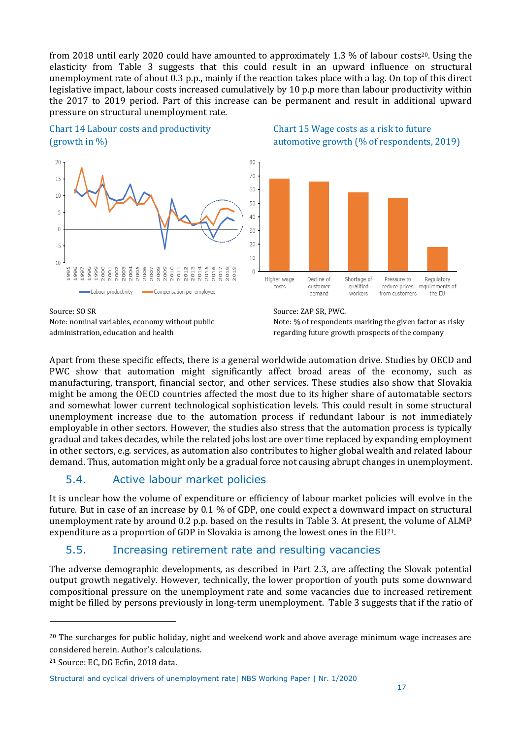from 2018 until early 2020 could have amounted to approximately 1.3 % of labour costs[20]. Using the elasticity from Table 3 suggests that this could result in an upward influence on structural unemployment rate of about 0.3 p.p., mainly if the reaction takes place with a lag. On top of this direct legislative impact, labour costs increased cumulatively by 10 p.p more than labour productivity within the 2017 to 2019 period. Part of this increase can be permanent and result in additional upward pressure on structural unemployment rate.

Chart 14 Labour costs and productivity (growth in %)

Source: SO SR
Note: nominal variables, economy without public administration, education and health

Chart 15 Wage costs as a risk to future automotive growth (% of respondents, 2019)

Source: ZAP SR, PWC.
Note: % of respondents marking the given factor as risky regarding future growth prospects of the company

Apart from these specific effects, there is a general worldwide automation drive. Studies by OECD and PWC show that automation might significantly affect broad areas of the economy, such as manufacturing, transport, financial sector, and other services. These studies also show that Slovakia might be among the OECD countries affected the most due to its higher share of automatable sectors and somewhat lower current technological sophistication levels. This could result in some structural unemployment increase due to the automation process if redundant labour is not immediately employable in other sectors. However, the studies also stress that the automation process is typically gradual and takes decades, while the related jobs lost are over time replaced by expanding employment in other sectors, e.g. services, as automation also contributes to higher global wealth and related labour demand. Thus, automation might only be a gradual force not causing abrupt changes in unemployment.

## 5.4. Active labour market policies

It is unclear how the volume of expenditure or efficiency of labour market policies will evolve in the future. But in case of an increase by 0.1 % of GDP, one could expect a downward impact on structural unemployment rate by around 0.2 p.p. based on the results in Table 3. At present, the volume of ALMP expenditure as a proportion of GDP in Slovakia is among the lowest ones in the EU[21].

## 5.5. Increasing retirement rate and resulting vacancies

The adverse demographic developments, as described in Part 2.3, are affecting the Slovak potential output growth negatively. However, technically, the lower proportion of youth puts some downward compositional pressure on the unemployment rate and some vacancies due to increased retirement might be filled by persons previously in long-term unemployment. Table 3 suggests that if the ratio of

---

[20] The surcharges for public holiday, night and weekend work and above average minimum wage increases are considered herein. Author's calculations.

[21] Source: EC, DG Ecfin, 2018 data.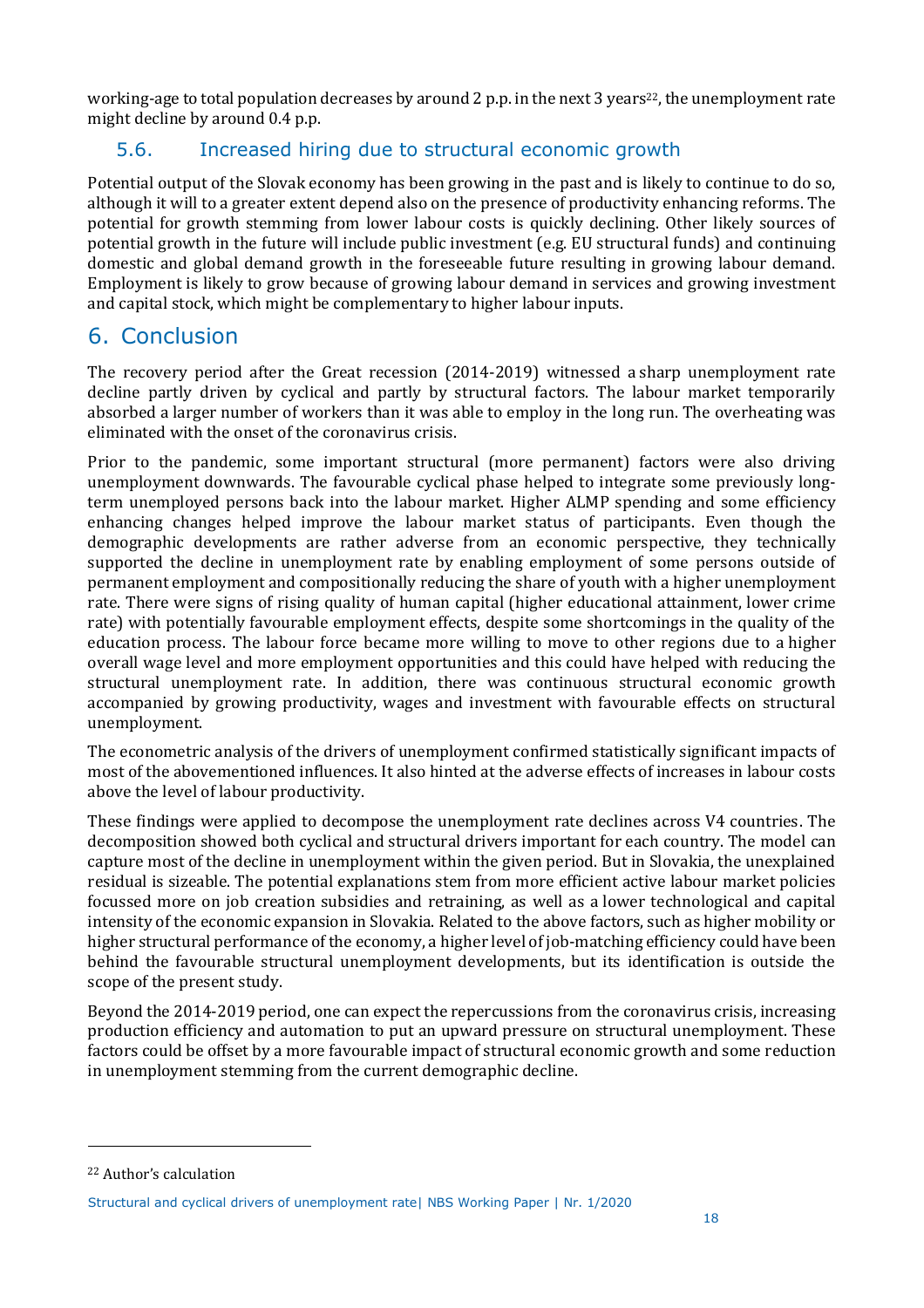working-age to total population decreases by around 2 p.p. in the next 3 years[22], the unemployment rate might decline by around 0.4 p.p.

### 5.6. Increased hiring due to structural economic growth

Potential output of the Slovak economy has been growing in the past and is likely to continue to do so, although it will to a greater extent depend also on the presence of productivity enhancing reforms. The potential for growth stemming from lower labour costs is quickly declining. Other likely sources of potential growth in the future will include public investment (e.g. EU structural funds) and continuing domestic and global demand growth in the foreseeable future resulting in growing labour demand. Employment is likely to grow because of growing labour demand in services and growing investment and capital stock, which might be complementary to higher labour inputs.

## 6. Conclusion

The recovery period after the Great recession (2014-2019) witnessed a sharp unemployment rate decline partly driven by cyclical and partly by structural factors. The labour market temporarily absorbed a larger number of workers than it was able to employ in the long run. The overheating was eliminated with the onset of the coronavirus crisis.

Prior to the pandemic, some important structural (more permanent) factors were also driving unemployment downwards. The favourable cyclical phase helped to integrate some previously long-term unemployed persons back into the labour market. Higher ALMP spending and some efficiency enhancing changes helped improve the labour market status of participants. Even though the demographic developments are rather adverse from an economic perspective, they technically supported the decline in unemployment rate by enabling employment of some persons outside of permanent employment and compositionally reducing the share of youth with a higher unemployment rate. There were signs of rising quality of human capital (higher educational attainment, lower crime rate) with potentially favourable employment effects, despite some shortcomings in the quality of the education process. The labour force became more willing to move to other regions due to a higher overall wage level and more employment opportunities and this could have helped with reducing the structural unemployment rate. In addition, there was continuous structural economic growth accompanied by growing productivity, wages and investment with favourable effects on structural unemployment.

The econometric analysis of the drivers of unemployment confirmed statistically significant impacts of most of the abovementioned influences. It also hinted at the adverse effects of increases in labour costs above the level of labour productivity.

These findings were applied to decompose the unemployment rate declines across V4 countries. The decomposition showed both cyclical and structural drivers important for each country. The model can capture most of the decline in unemployment within the given period. But in Slovakia, the unexplained residual is sizeable. The potential explanations stem from more efficient active labour market policies focussed more on job creation subsidies and retraining, as well as a lower technological and capital intensity of the economic expansion in Slovakia. Related to the above factors, such as higher mobility or higher structural performance of the economy, a higher level of job-matching efficiency could have been behind the favourable structural unemployment developments, but its identification is outside the scope of the present study.

Beyond the 2014-2019 period, one can expect the repercussions from the coronavirus crisis, increasing production efficiency and automation to put an upward pressure on structural unemployment. These factors could be offset by a more favourable impact of structural economic growth and some reduction in unemployment stemming from the current demographic decline.

---

[22] Author's calculation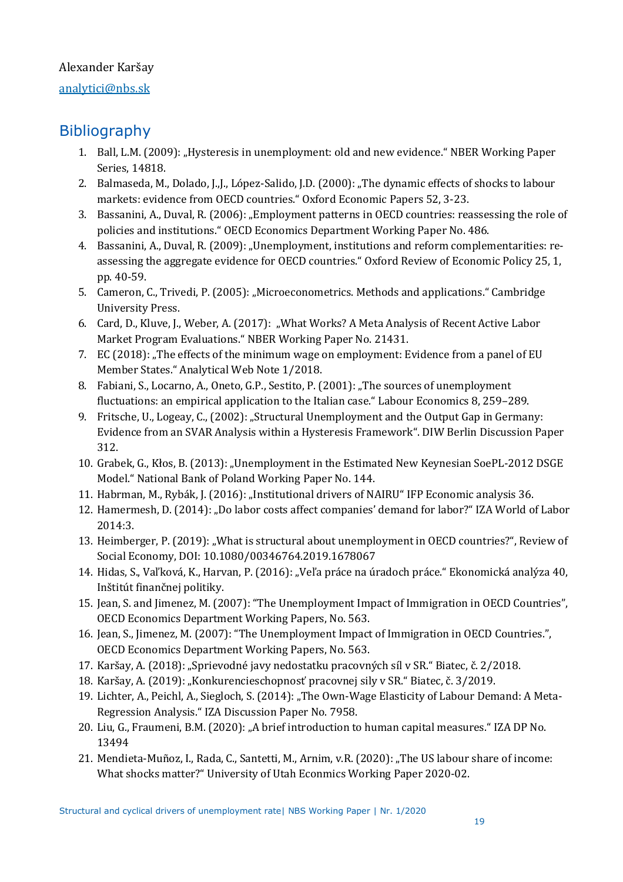Alexander Karšay

analytici@nbs.sk

## Bibliography

1. Ball, L.M. (2009): „Hysteresis in unemployment: old and new evidence." NBER Working Paper Series, 14818.
2. Balmaseda, M., Dolado, J.,J., López-Salido, J.D. (2000): „The dynamic effects of shocks to labour markets: evidence from OECD countries." Oxford Economic Papers 52, 3-23.
3. Bassanini, A., Duval, R. (2006): „Employment patterns in OECD countries: reassessing the role of policies and institutions." OECD Economics Department Working Paper No. 486.
4. Bassanini, A., Duval, R. (2009): „Unemployment, institutions and reform complementarities: re-assessing the aggregate evidence for OECD countries." Oxford Review of Economic Policy 25, 1, pp. 40-59.
5. Cameron, C., Trivedi, P. (2005): „Microeconometrics. Methods and applications." Cambridge University Press.
6. Card, D., Kluve, J., Weber, A. (2017): „What Works? A Meta Analysis of Recent Active Labor Market Program Evaluations." NBER Working Paper No. 21431.
7. EC (2018): „The effects of the minimum wage on employment: Evidence from a panel of EU Member States." Analytical Web Note 1/2018.
8. Fabiani, S., Locarno, A., Oneto, G.P., Sestito, P. (2001): „The sources of unemployment fluctuations: an empirical application to the Italian case." Labour Economics 8, 259–289.
9. Fritsche, U., Logeay, C., (2002): „Structural Unemployment and the Output Gap in Germany: Evidence from an SVAR Analysis within a Hysteresis Framework". DIW Berlin Discussion Paper 312.
10. Grabek, G., Kłos, B. (2013): „Unemployment in the Estimated New Keynesian SoePL-2012 DSGE Model." National Bank of Poland Working Paper No. 144.
11. Habrman, M., Rybák, J. (2016): „Institutional drivers of NAIRU" IFP Economic analysis 36.
12. Hamermesh, D. (2014): „Do labor costs affect companies' demand for labor?" IZA World of Labor 2014:3.
13. Heimberger, P. (2019): „What is structural about unemployment in OECD countries?", Review of Social Economy, DOI: 10.1080/00346764.2019.1678067
14. Hidas, S., Vaľková, K., Harvan, P. (2016): „Veľa práce na úradoch práce." Ekonomická analýza 40, Inštitút finančnej politiky.
15. Jean, S. and Jimenez, M. (2007): "The Unemployment Impact of Immigration in OECD Countries", OECD Economics Department Working Papers, No. 563.
16. Jean, S., Jimenez, M. (2007): "The Unemployment Impact of Immigration in OECD Countries.", OECD Economics Department Working Papers, No. 563.
17. Karšay, A. (2018): „Sprievodné javy nedostatku pracovných síl v SR." Biatec, č. 2/2018.
18. Karšay, A. (2019): „Konkurencieschopnosť pracovnej sily v SR." Biatec, č. 3/2019.
19. Lichter, A., Peichl, A., Siegloch, S. (2014): „The Own-Wage Elasticity of Labour Demand: A Meta-Regression Analysis." IZA Discussion Paper No. 7958.
20. Liu, G., Fraumeni, B.M. (2020): „A brief introduction to human capital measures." IZA DP No. 13494
21. Mendieta-Muñoz, I., Rada, C., Santetti, M., Arnim, v.R. (2020): „The US labour share of income: What shocks matter?" University of Utah Econmics Working Paper 2020-02.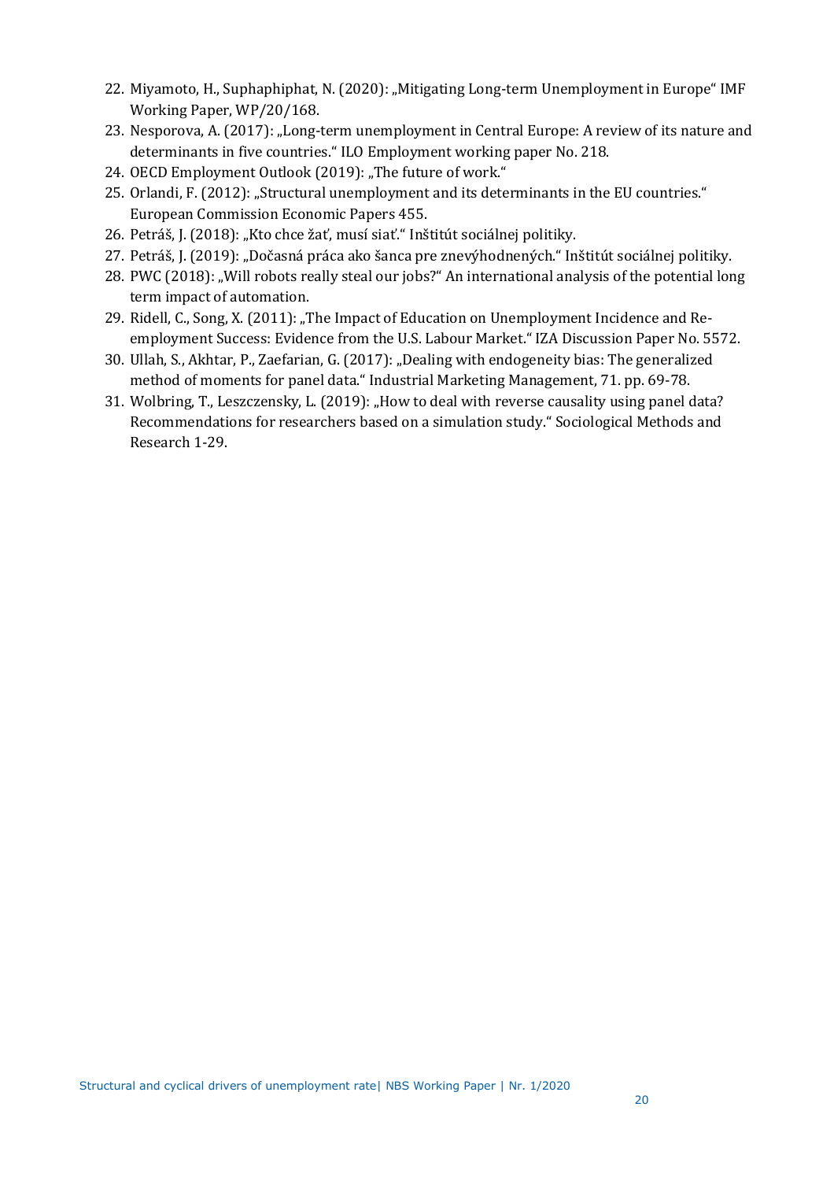22. Miyamoto, H., Suphaphiphat, N. (2020): „Mitigating Long-term Unemployment in Europe" IMF Working Paper, WP/20/168.
23. Nesporova, A. (2017): „Long-term unemployment in Central Europe: A review of its nature and determinants in five countries." ILO Employment working paper No. 218.
24. OECD Employment Outlook (2019): „The future of work."
25. Orlandi, F. (2012): „Structural unemployment and its determinants in the EU countries." European Commission Economic Papers 455.
26. Petráš, J. (2018): „Kto chce žať, musí siať." Inštitút sociálnej politiky.
27. Petráš, J. (2019): „Dočasná práca ako šanca pre znevýhodnených." Inštitút sociálnej politiky.
28. PWC (2018): „Will robots really steal our jobs?" An international analysis of the potential long term impact of automation.
29. Ridell, C., Song, X. (2011): „The Impact of Education on Unemployment Incidence and Re-employment Success: Evidence from the U.S. Labour Market." IZA Discussion Paper No. 5572.
30. Ullah, S., Akhtar, P., Zaefarian, G. (2017): „Dealing with endogeneity bias: The generalized method of moments for panel data." Industrial Marketing Management, 71. pp. 69-78.
31. Wolbring, T., Leszczensky, L. (2019): „How to deal with reverse causality using panel data? Recommendations for researchers based on a simulation study." Sociological Methods and Research 1-29.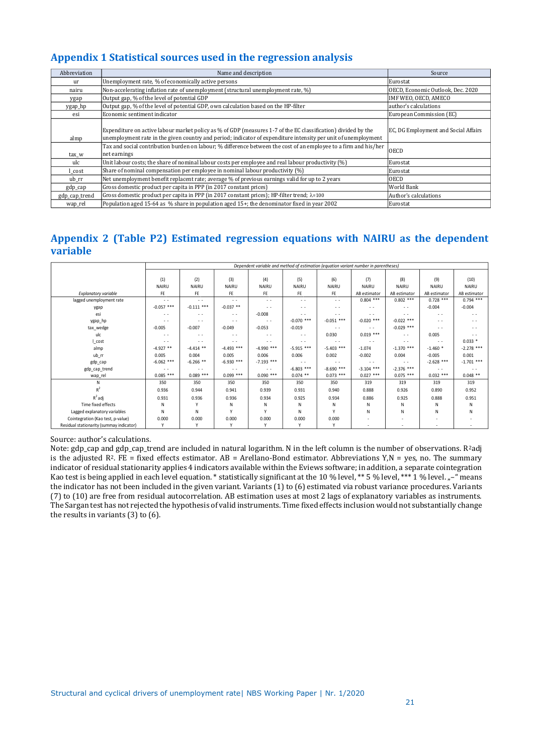## Appendix 1 Statistical sources used in the regression analysis

| Abbreviation | Name and description | Source |
|---|---|---|
| ur | Unemployment rate, % of economically active persons | Eurostat |
| nairu | Non-accelerating inflation rate of unemployment (structural unemployment rate, %) | OECD, Economic Outlook, Dec. 2020 |
| ygap | Output gap, % of the level of potential GDP | IMF WEO, OECD, AMECO |
| ygap_hp | Output gap, % of the level of potential GDP, own calculation based on the HP-filter | author's calculations |
| esi | Economic sentiment indicator | European Commission (EC) |
| almp | Expenditure on active labour market policy as % of GDP (measures 1-7 of the EC classification) divided by the unemployment rate in the given country and period; indicator of expenditure intensity per unit of unemployment | EC, DG Employment and Social Affairs |
| tax_w | Tax and social contribution burden on labour; % difference between the cost of an employee to a firm and his/her net earnings | OECD |
| ulc | Unit labour costs; the share of nominal labour costs per employee and real labour productivity (%) | Eurostat |
| l_cost | Share of nominal compensation per employee in nominal labour productivity (%) | Eurostat |
| ub_rr | Net unemployment benefit replacent rate; average % of previous earnings valid for up to 2 years | OECD |
| gdp_cap | Gross domestic product per capita in PPP (in 2017 constant prices) | World Bank |
| gdp_cap_trend | Gross domestic product per capita in PPP (in 2017 constant prices); HP-filter trend; λ=100 | Author's calculations |
| wap_rel | Population aged 15-64 as % share in population aged 15+; the denominator fixed in year 2002 | Eurostat |

## Appendix 2 (Table P2) Estimated regression equations with NAIRU as the dependent variable

| | *Dependent variable and method of estimation (equation variant number in parentheses)* | | | | | | | | | |
|---|---|---|---|---|---|---|---|---|---|---|
| *Explanatory variable* | (1) NAIRU FE | (2) NAIRU FE | (3) NAIRU FE | (4) NAIRU FE | (5) NAIRU FE | (6) NAIRU FE | (7) NAIRU AB estimator | (8) NAIRU AB estimator | (9) NAIRU AB estimator | (10) NAIRU AB estimator |
| lagged unemployment rate | - - | - - | - - | - - | - - | - - | 0.804 *** | 0.802 *** | 0.728 *** | 0.794 *** |
| ygap | -0.057 *** | -0.111 *** | -0.037 ** | - - | - - | - - | - - | - - | -0.004 | -0.004 |
| esi | - - | - - | - - | -0.008 | - - | - - | - - | - - | - - | - - |
| ygap_hp | - - | - - | - - | - - | -0.070 *** | -0.051 *** | -0.020 *** | -0.022 *** | - - | - - |
| tax_wedge | -0.005 | -0.007 | -0.049 | -0.053 | -0.019 | - - | - - | -0.029 *** | - - | - - |
| ulc | - - | - - | - - | - - | - - | 0.030 | 0.019 *** | - - | 0.005 | - - |
| l_cost | - - | - - | - - | - - | - - | - - | - - | - - | - - | 0.033 * |
| almp | -4.927 ** | -4.414 ** | -4.493 *** | -4.990 *** | -5.915 *** | -5.403 *** | -1.074 | -1.370 *** | -1.460 * | -2.278 *** |
| ub_rr | 0.005 | 0.004 | 0.005 | 0.006 | 0.006 | 0.002 | -0.002 | 0.004 | -0.005 | 0.001 |
| gdp_cap | -6.062 *** | -6.266 ** | -6.930 *** | -7.193 *** | - - | - - | - - | - - | -2.628 *** | -1.701 *** |
| gdp_cap_trend | - - | - - | - - | - - | -6.803 *** | -8.690 *** | -3.104 *** | -2.376 *** | - - | - - |
| wap_rel | 0.085 *** | 0.089 *** | 0.099 *** | 0.090 *** | 0.074 ** | 0.073 *** | 0.027 *** | 0.075 *** | 0.032 *** | 0.048 ** |
| N | 350 | 350 | 350 | 350 | 350 | 350 | 319 | 319 | 319 | 319 |
| $R^2$ | 0.936 | 0.944 | 0.941 | 0.939 | 0.931 | 0.940 | 0.888 | 0.926 | 0.890 | 0.952 |
| $R^2$ adj | 0.931 | 0.936 | 0.936 | 0.934 | 0.925 | 0.934 | 0.886 | 0.925 | 0.888 | 0.951 |
| Time fixed effects | N | Y | N | N | N | N | N | N | N | N |
| Lagged explanatory variables | N | N | Y | Y | N | Y | N | N | N | N |
| Cointegration (Kao test, p-value) | 0.000 | 0.000 | 0.000 | 0.000 | 0.000 | 0.000 | - | - | - | - |
| Residual stationarity (summay indicator) | Y | Y | Y | Y | Y | Y | - | - | - | - |

Source: author's calculations.

Note: gdp_cap and gdp_cap_trend are included in natural logarithm. N in the left column is the number of observations. $R^2$adj is the adjusted $R^2$. FE = fixed effects estimator. AB = Arellano-Bond estimator. Abbreviations Y,N = yes, no. The summary indicator of residual stationarity applies 4 indicators available within the Eviews software; in addition, a separate cointegration Kao test is being applied in each level equation. * statistically significant at the 10 % level, ** 5 % level, *** 1 % level. „–" means the indicator has not been included in the given variant. Variants (1) to (6) estimated via robust variance procedures. Variants (7) to (10) are free from residual autocorrelation. AB estimation uses at most 2 lags of explanatory variables as instruments. The Sargan test has not rejected the hypothesis of valid instruments. Time fixed effects inclusion would not substantially change the results in variants (3) to (6).